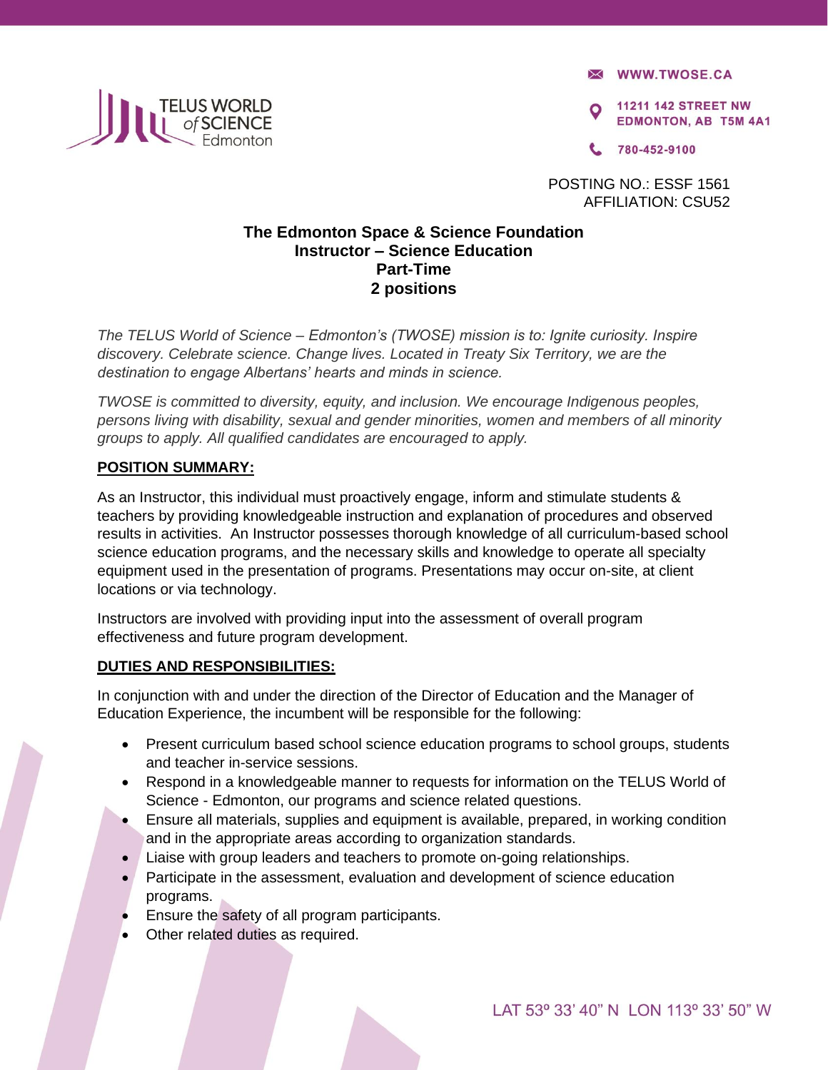TELUS WORLD of SCIENCE Edmonton

WWW.TWOSE.CA

11211 142 STREET NW
EDMONTON, AB T5M 4A1

780-452-9100

POSTING NO.: ESSF 1561
AFFILIATION: CSU52

# The Edmonton Space & Science Foundation
## Instructor – Science Education
## Part-Time
## 2 positions

*The TELUS World of Science – Edmonton's (TWOSE) mission is to: Ignite curiosity. Inspire discovery. Celebrate science. Change lives. Located in Treaty Six Territory, we are the destination to engage Albertans' hearts and minds in science.*

*TWOSE is committed to diversity, equity, and inclusion. We encourage Indigenous peoples, persons living with disability, sexual and gender minorities, women and members of all minority groups to apply. All qualified candidates are encouraged to apply.*

**POSITION SUMMARY:**

As an Instructor, this individual must proactively engage, inform and stimulate students & teachers by providing knowledgeable instruction and explanation of procedures and observed results in activities. An Instructor possesses thorough knowledge of all curriculum-based school science education programs, and the necessary skills and knowledge to operate all specialty equipment used in the presentation of programs. Presentations may occur on-site, at client locations or via technology.

Instructors are involved with providing input into the assessment of overall program effectiveness and future program development.

**DUTIES AND RESPONSIBILITIES:**

In conjunction with and under the direction of the Director of Education and the Manager of Education Experience, the incumbent will be responsible for the following:

- Present curriculum based school science education programs to school groups, students and teacher in-service sessions.
- Respond in a knowledgeable manner to requests for information on the TELUS World of Science - Edmonton, our programs and science related questions.
- Ensure all materials, supplies and equipment is available, prepared, in working condition and in the appropriate areas according to organization standards.
- Liaise with group leaders and teachers to promote on-going relationships.
- Participate in the assessment, evaluation and development of science education programs.
- Ensure the safety of all program participants.
- Other related duties as required.

LAT 53º 33' 40" N LON 113º 33' 50" W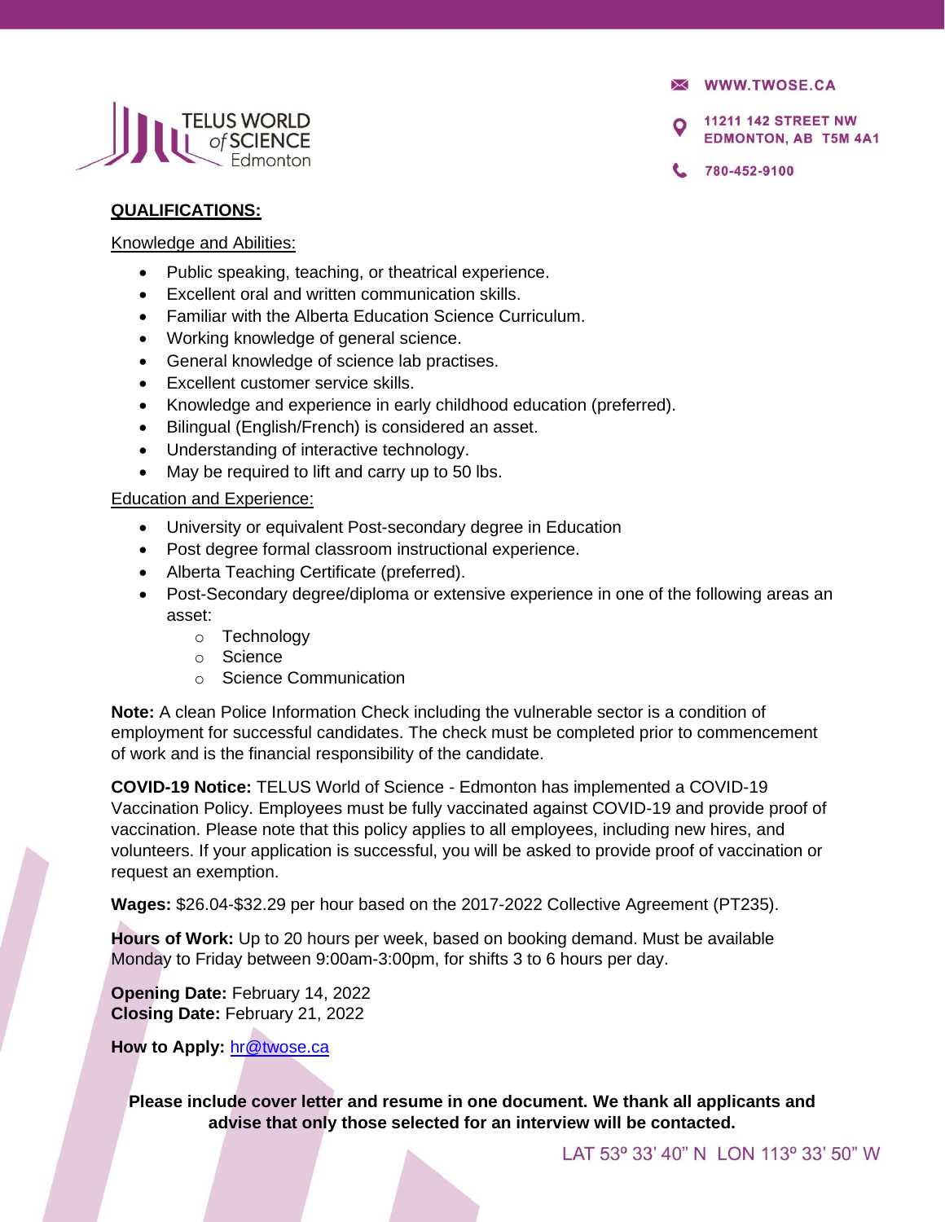## QUALIFICATIONS:

Knowledge and Abilities:

- Public speaking, teaching, or theatrical experience.
- Excellent oral and written communication skills.
- Familiar with the Alberta Education Science Curriculum.
- Working knowledge of general science.
- General knowledge of science lab practises.
- Excellent customer service skills.
- Knowledge and experience in early childhood education (preferred).
- Bilingual (English/French) is considered an asset.
- Understanding of interactive technology.
- May be required to lift and carry up to 50 lbs.

Education and Experience:

- University or equivalent Post-secondary degree in Education
- Post degree formal classroom instructional experience.
- Alberta Teaching Certificate (preferred).
- Post-Secondary degree/diploma or extensive experience in one of the following areas an asset:
    - Technology
    - Science
    - Science Communication

**Note:** A clean Police Information Check including the vulnerable sector is a condition of employment for successful candidates. The check must be completed prior to commencement of work and is the financial responsibility of the candidate.

**COVID-19 Notice:** TELUS World of Science - Edmonton has implemented a COVID-19 Vaccination Policy. Employees must be fully vaccinated against COVID-19 and provide proof of vaccination. Please note that this policy applies to all employees, including new hires, and volunteers. If your application is successful, you will be asked to provide proof of vaccination or request an exemption.

**Wages:** $26.04-$32.29 per hour based on the 2017-2022 Collective Agreement (PT235).

**Hours of Work:** Up to 20 hours per week, based on booking demand. Must be available Monday to Friday between 9:00am-3:00pm, for shifts 3 to 6 hours per day.

**Opening Date:** February 14, 2022
**Closing Date:** February 21, 2022

**How to Apply:** hr@twose.ca

**Please include cover letter and resume in one document. We thank all applicants and advise that only those selected for an interview will be contacted.**